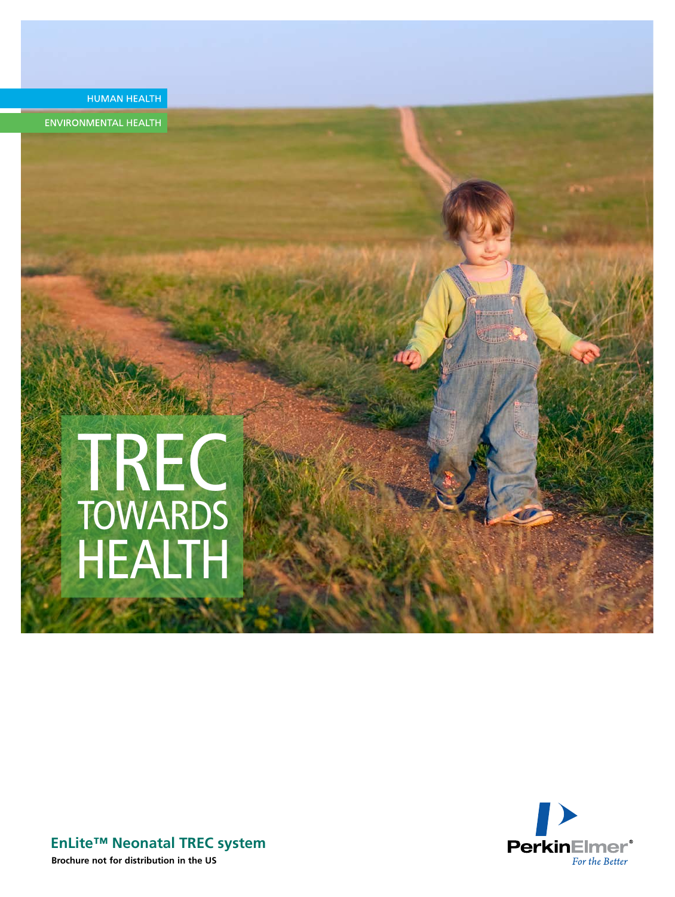HUMAN HEALTH

ENVIRONMENTAL HEALTH

# TREC TOWARDS HEALTH

**EnLite™ Neonatal TREC system**

**Brochure not for distribution in the US**

PerkinElmer®

*For the Better*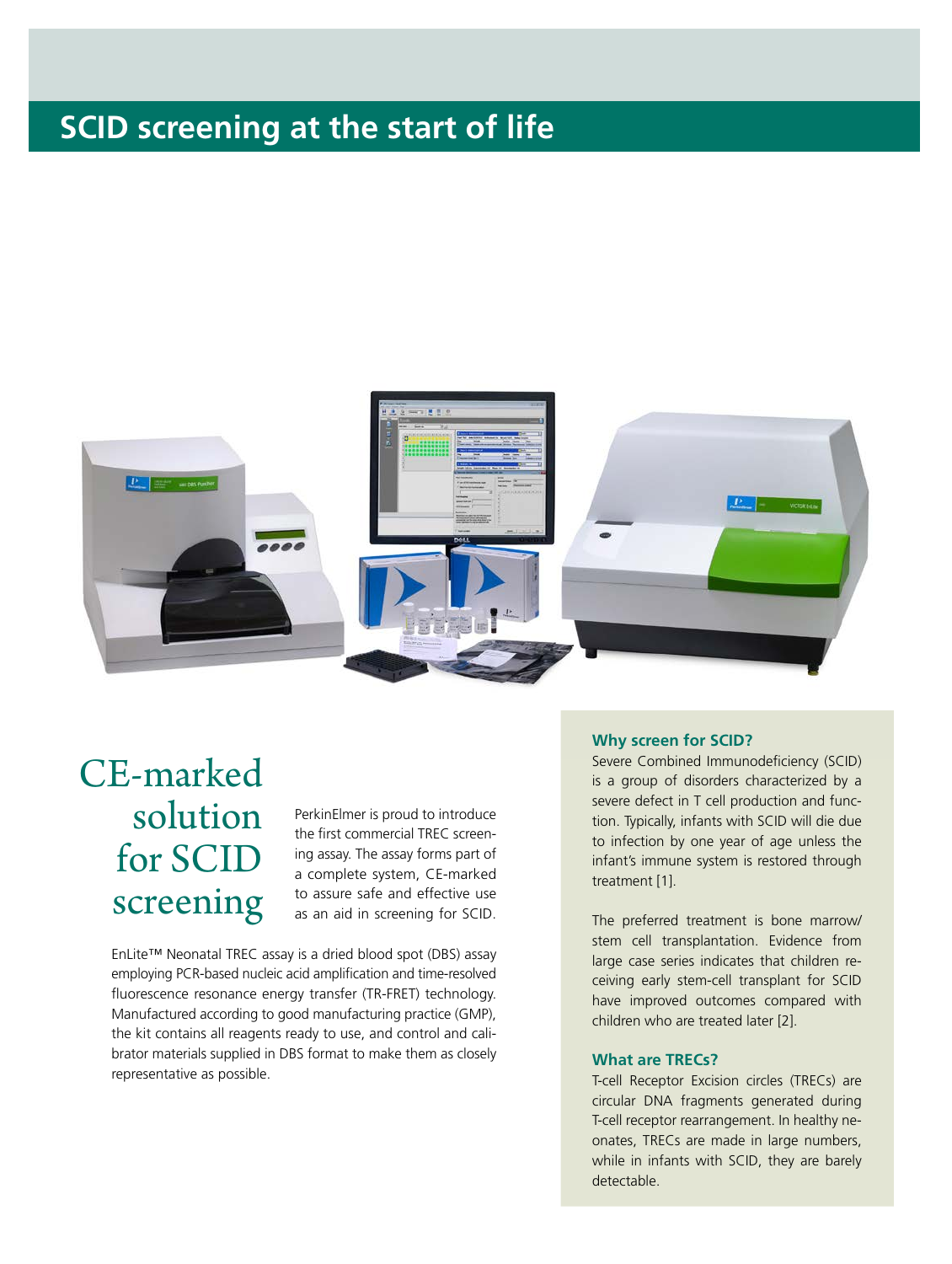# SCID screening at the start of life

## CE-marked solution for SCID screening

PerkinElmer is proud to introduce the first commercial TREC screening assay. The assay forms part of a complete system, CE-marked to assure safe and effective use as an aid in screening for SCID.

EnLite™ Neonatal TREC assay is a dried blood spot (DBS) assay employing PCR-based nucleic acid amplification and time-resolved fluorescence resonance energy transfer (TR-FRET) technology. Manufactured according to good manufacturing practice (GMP), the kit contains all reagents ready to use, and control and calibrator materials supplied in DBS format to make them as closely representative as possible.

### Why screen for SCID?

Severe Combined Immunodeficiency (SCID) is a group of disorders characterized by a severe defect in T cell production and function. Typically, infants with SCID will die due to infection by one year of age unless the infant's immune system is restored through treatment [1].

The preferred treatment is bone marrow/stem cell transplantation. Evidence from large case series indicates that children receiving early stem-cell transplant for SCID have improved outcomes compared with children who are treated later [2].

### What are TRECs?

T-cell Receptor Excision circles (TRECs) are circular DNA fragments generated during T-cell receptor rearrangement. In healthy neonates, TRECs are made in large numbers, while in infants with SCID, they are barely detectable.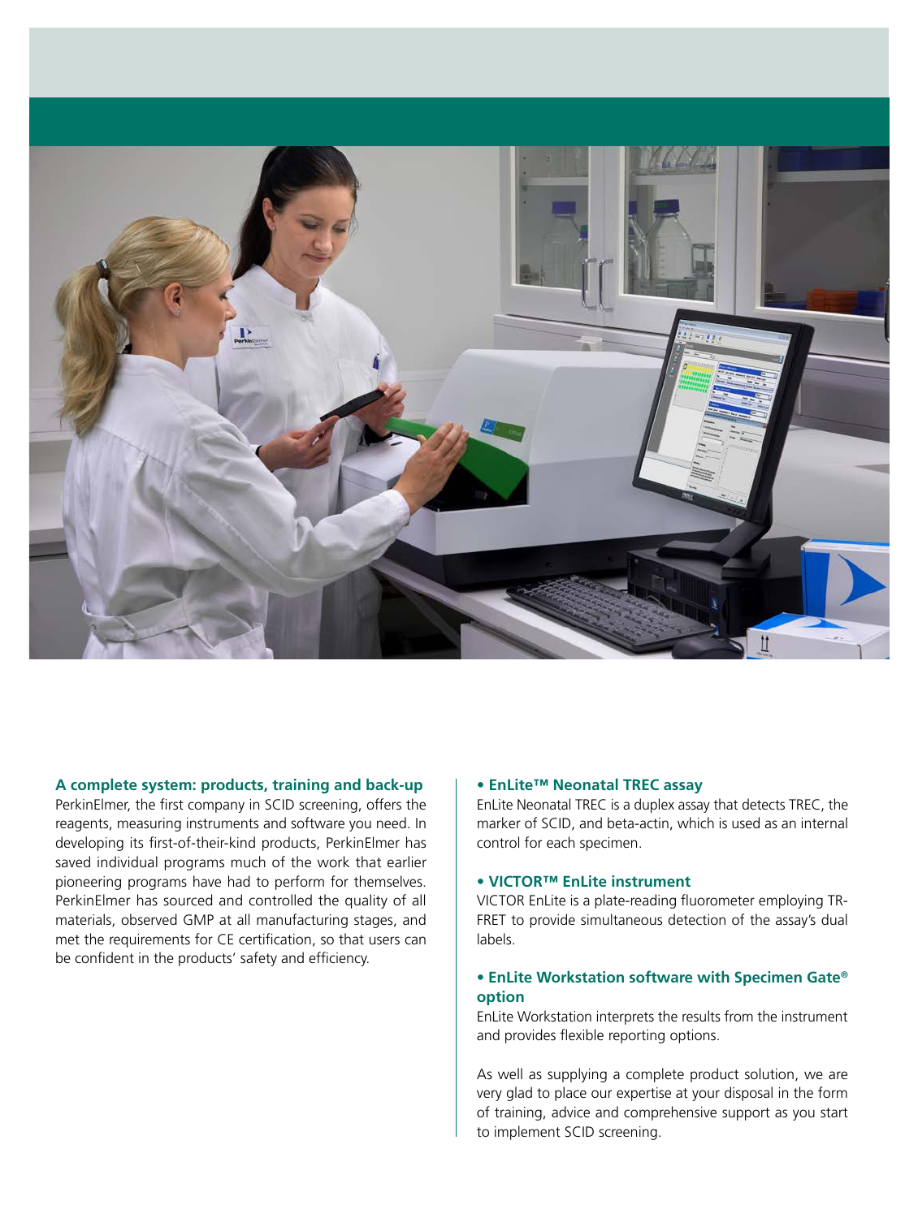### A complete system: products, training and back-up

PerkinElmer, the first company in SCID screening, offers the reagents, measuring instruments and software you need. In developing its first-of-their-kind products, PerkinElmer has saved individual programs much of the work that earlier pioneering programs have had to perform for themselves. PerkinElmer has sourced and controlled the quality of all materials, observed GMP at all manufacturing stages, and met the requirements for CE certification, so that users can be confident in the products' safety and efficiency.

#### • EnLite™ Neonatal TREC assay

EnLite Neonatal TREC is a duplex assay that detects TREC, the marker of SCID, and beta-actin, which is used as an internal control for each specimen.

#### • VICTOR™ EnLite instrument

VICTOR EnLite is a plate-reading fluorometer employing TR-FRET to provide simultaneous detection of the assay's dual labels.

#### • EnLite Workstation software with Specimen Gate® option

EnLite Workstation interprets the results from the instrument and provides flexible reporting options.

As well as supplying a complete product solution, we are very glad to place our expertise at your disposal in the form of training, advice and comprehensive support as you start to implement SCID screening.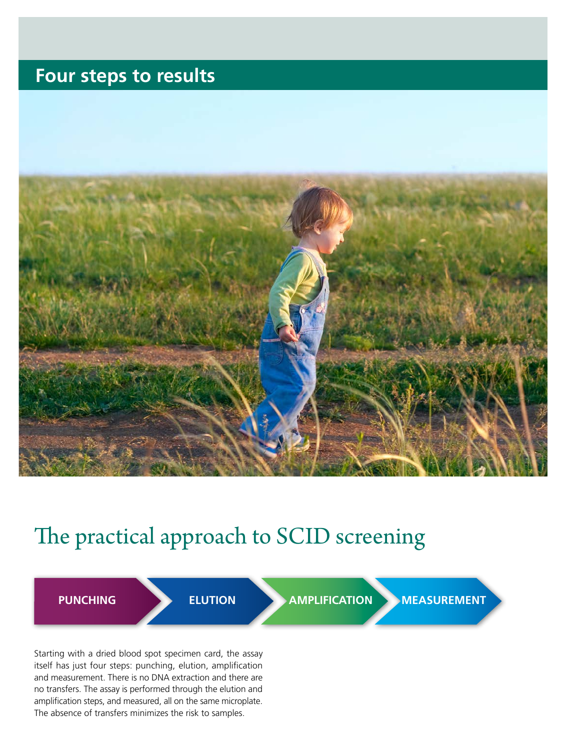## Four steps to results

# The practical approach to SCID screening

PUNCHING

ELUTION

AMPLIFICATION

MEASUREMENT

Starting with a dried blood spot specimen card, the assay itself has just four steps: punching, elution, amplification and measurement. There is no DNA extraction and there are no transfers. The assay is performed through the elution and amplification steps, and measured, all on the same microplate. The absence of transfers minimizes the risk to samples.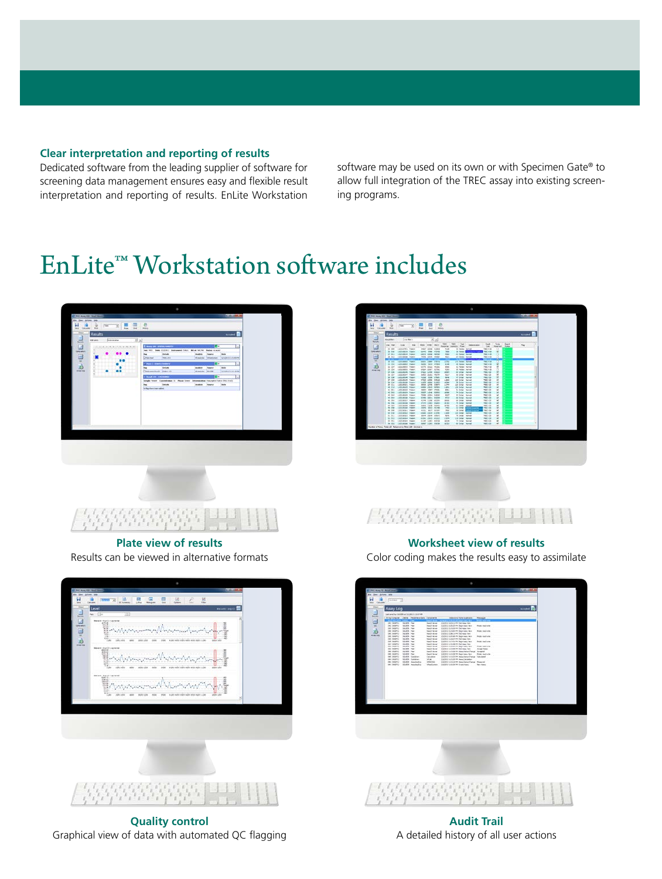### Clear interpretation and reporting of results

Dedicated software from the leading supplier of software for screening data management ensures easy and flexible result interpretation and reporting of results. EnLite Workstation software may be used on its own or with Specimen Gate® to allow full integration of the TREC assay into existing screening programs.

# EnLite™ Workstation software includes

**Plate view of results**
Results can be viewed in alternative formats

**Worksheet view of results**
Color coding makes the results easy to assimilate

**Quality control**
Graphical view of data with automated QC flagging

**Audit Trail**
A detailed history of all user actions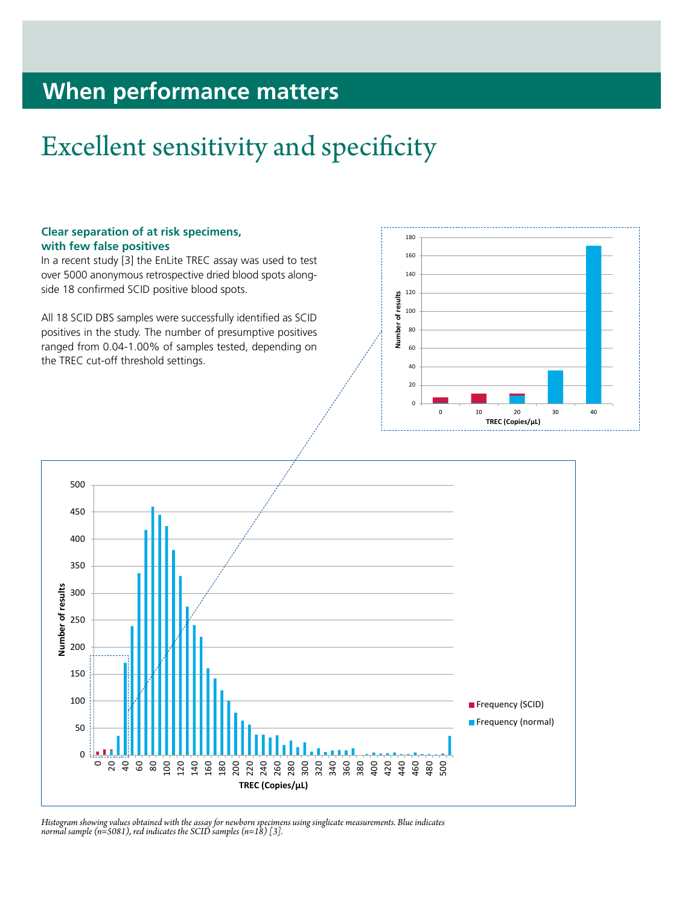## When performance matters

# Excellent sensitivity and specificity

### Clear separation of at risk specimens, with few false positives

In a recent study [3] the EnLite TREC assay was used to test over 5000 anonymous retrospective dried blood spots alongside 18 confirmed SCID positive blood spots.

All 18 SCID DBS samples were successfully identified as SCID positives in the study. The number of presumptive positives ranged from 0.04-1.00% of samples tested, depending on the TREC cut-off threshold settings.

Number of results
180
160
140
120
100
80
60
40
20
0
0 10 20 30 40
TREC (Copies/µL)

Number of results
500
450
400
350
300
250
200
150
100
50
0
0 20 40 60 80 100 120 140 160 180 200 220 240 260 280 300 320 340 360 380 400 420 440 460 480 500
TREC (Copies/µL)
Frequency (SCID)
Frequency (normal)

*Histogram showing values obtained with the assay for newborn specimens using singlicate measurements. Blue indicates normal sample (n=5081), red indicates the SCID samples (n=18) [3].*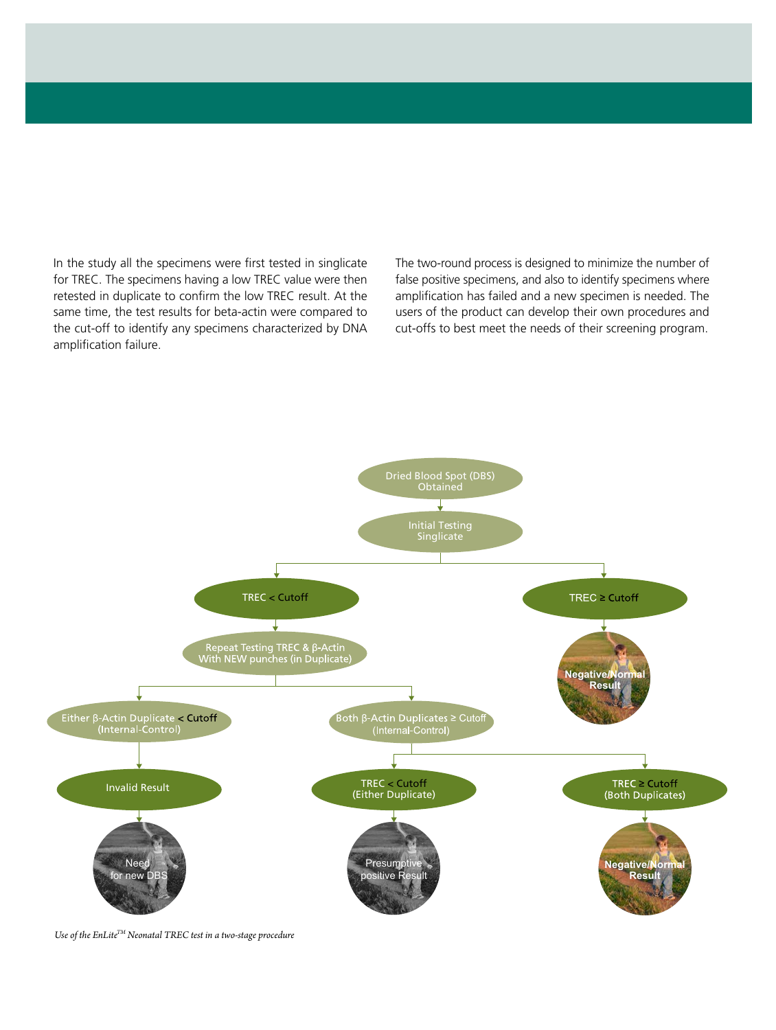In the study all the specimens were first tested in singlicate for TREC. The specimens having a low TREC value were then retested in duplicate to confirm the low TREC result. At the same time, the test results for beta-actin were compared to the cut-off to identify any specimens characterized by DNA amplification failure.

The two-round process is designed to minimize the number of false positive specimens, and also to identify specimens where amplification has failed and a new specimen is needed. The users of the product can develop their own procedures and cut-offs to best meet the needs of their screening program.

- Dried Blood Spot (DBS) Obtained
  - Initial Testing Singlicate
    - TREC < Cutoff
      - Repeat Testing TREC & β-Actin With NEW punches (in Duplicate)
        - Either β-Actin Duplicate < Cutoff (Internal-Control)
          - Invalid Result
            - Need for new DBS
        - Both β-Actin Duplicates ≥ Cutoff (Internal-Control)
          - TREC < Cutoff (Either Duplicate)
            - Presumptive positive Result
          - TREC ≥ Cutoff (Both Duplicates)
            - Negative/Normal Result
    - TREC ≥ Cutoff
      - Negative/Normal Result

*Use of the EnLite™ Neonatal TREC test in a two-stage procedure*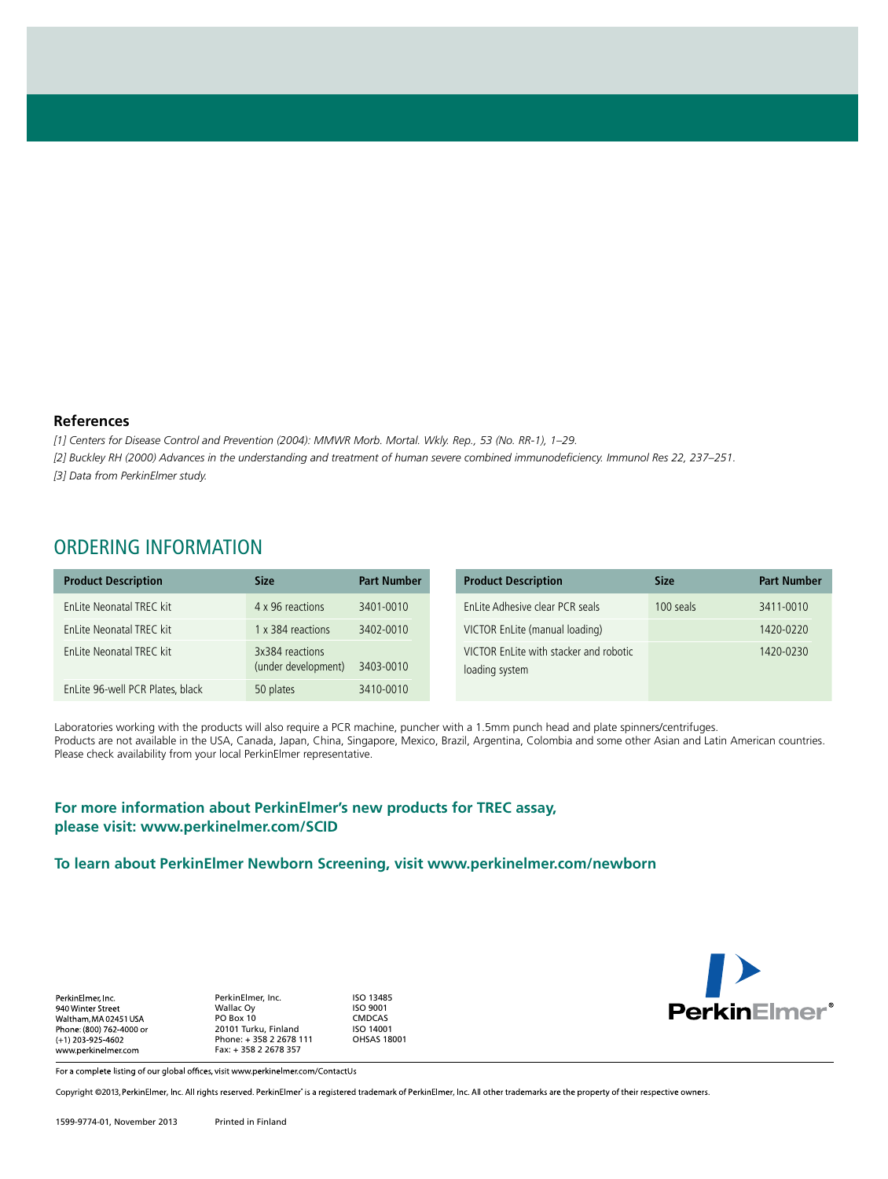### References

*[1] Centers for Disease Control and Prevention (2004): MMWR Morb. Mortal. Wkly. Rep., 53 (No. RR-1), 1–29.*

*[2] Buckley RH (2000) Advances in the understanding and treatment of human severe combined immunodeficiency. Immunol Res 22, 237–251.*

*[3] Data from PerkinElmer study.*

## ORDERING INFORMATION

| Product Description | Size | Part Number |
|---|---|---|
| EnLite Neonatal TREC kit | 4 x 96 reactions | 3401-0010 |
| EnLite Neonatal TREC kit | 1 x 384 reactions | 3402-0010 |
| EnLite Neonatal TREC kit | 3x384 reactions (under development) | 3403-0010 |
| EnLite 96-well PCR Plates, black | 50 plates | 3410-0010 |

| Product Description | Size | Part Number |
|---|---|---|
| EnLite Adhesive clear PCR seals | 100 seals | 3411-0010 |
| VICTOR EnLite (manual loading) | | 1420-0220 |
| VICTOR EnLite with stacker and robotic loading system | | 1420-0230 |

Laboratories working with the products will also require a PCR machine, puncher with a 1.5mm punch head and plate spinners/centrifuges.
Products are not available in the USA, Canada, Japan, China, Singapore, Mexico, Brazil, Argentina, Colombia and some other Asian and Latin American countries. Please check availability from your local PerkinElmer representative.

**For more information about PerkinElmer's new products for TREC assay, please visit: www.perkinelmer.com/SCID**

**To learn about PerkinElmer Newborn Screening, visit www.perkinelmer.com/newborn**

PerkinElmer, Inc.
940 Winter Street
Waltham, MA 02451 USA
Phone: (800) 762-4000 or
(+1) 203-925-4602
www.perkinelmer.com

PerkinElmer, Inc.
Wallac Oy
PO Box 10
20101 Turku, Finland
Phone: + 358 2 2678 111
Fax: + 358 2 2678 357

ISO 13485
ISO 9001
CMDCAS
ISO 14001
OHSAS 18001

PerkinElmer®

For a complete listing of our global offices, visit www.perkinelmer.com/ContactUs

Copyright ©2013, PerkinElmer, Inc. All rights reserved. PerkinElmer® is a registered trademark of PerkinElmer, Inc. All other trademarks are the property of their respective owners.

1599-9774-01, November 2013 Printed in Finland